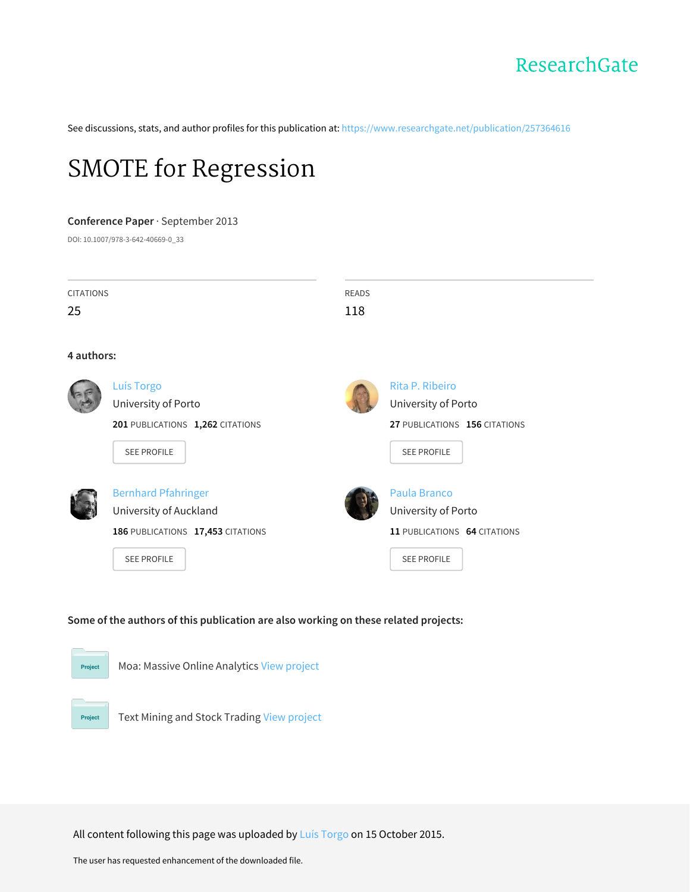ResearchGate

See discussions, stats, and author profiles for this publication at: https://www.researchgate.net/publication/257364616

# SMOTE for Regression

**Conference Paper** · September 2013

DOI: 10.1007/978-3-642-40669-0_33

CITATIONS
25

READS
118

**4 authors:**

Luís Torgo
University of Porto
**201** PUBLICATIONS **1,262** CITATIONS
SEE PROFILE

Rita P. Ribeiro
University of Porto
**27** PUBLICATIONS **156** CITATIONS
SEE PROFILE

Bernhard Pfahringer
University of Auckland
**186** PUBLICATIONS **17,453** CITATIONS
SEE PROFILE

Paula Branco
University of Porto
**11** PUBLICATIONS **64** CITATIONS
SEE PROFILE

**Some of the authors of this publication are also working on these related projects:**

Project Moa: Massive Online Analytics View project

Project Text Mining and Stock Trading View project

All content following this page was uploaded by Luís Torgo on 15 October 2015.

The user has requested enhancement of the downloaded file.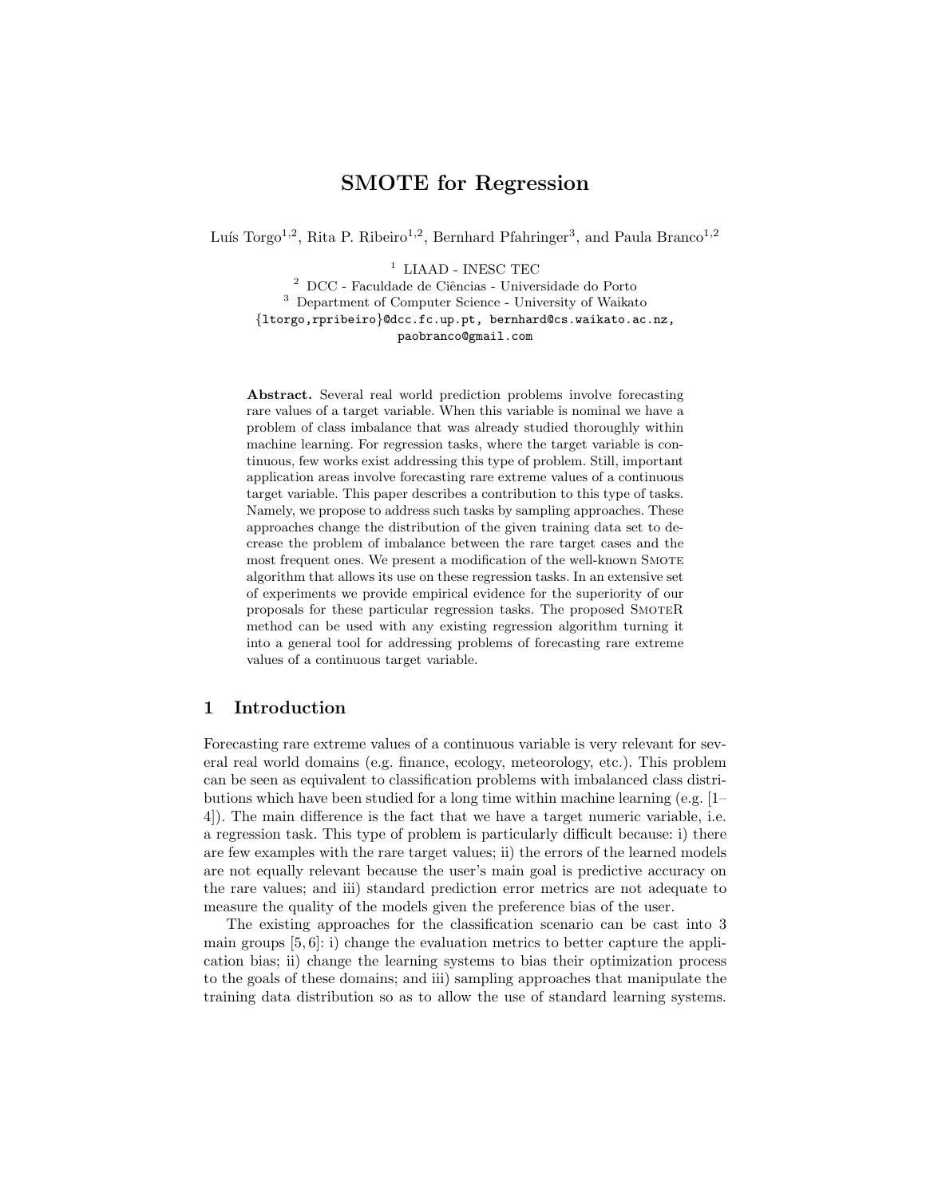# SMOTE for Regression

Luís Torgo[1,2], Rita P. Ribeiro[1,2], Bernhard Pfahringer[3], and Paula Branco[1,2]

[1] LIAAD - INESC TEC
[2] DCC - Faculdade de Ciências - Universidade do Porto
[3] Department of Computer Science - University of Waikato
{ltorgo,rpribeiro}@dcc.fc.up.pt, bernhard@cs.waikato.ac.nz, paobranco@gmail.com

**Abstract.** Several real world prediction problems involve forecasting rare values of a target variable. When this variable is nominal we have a problem of class imbalance that was already studied thoroughly within machine learning. For regression tasks, where the target variable is continuous, few works exist addressing this type of problem. Still, important application areas involve forecasting rare extreme values of a continuous target variable. This paper describes a contribution to this type of tasks. Namely, we propose to address such tasks by sampling approaches. These approaches change the distribution of the given training data set to decrease the problem of imbalance between the rare target cases and the most frequent ones. We present a modification of the well-known Smote algorithm that allows its use on these regression tasks. In an extensive set of experiments we provide empirical evidence for the superiority of our proposals for these particular regression tasks. The proposed SmoteR method can be used with any existing regression algorithm turning it into a general tool for addressing problems of forecasting rare extreme values of a continuous target variable.

## 1 Introduction

Forecasting rare extreme values of a continuous variable is very relevant for several real world domains (e.g. finance, ecology, meteorology, etc.). This problem can be seen as equivalent to classification problems with imbalanced class distributions which have been studied for a long time within machine learning (e.g. [1–4]). The main difference is the fact that we have a target numeric variable, i.e. a regression task. This type of problem is particularly difficult because: i) there are few examples with the rare target values; ii) the errors of the learned models are not equally relevant because the user's main goal is predictive accuracy on the rare values; and iii) standard prediction error metrics are not adequate to measure the quality of the models given the preference bias of the user.

The existing approaches for the classification scenario can be cast into 3 main groups [5, 6]: i) change the evaluation metrics to better capture the application bias; ii) change the learning systems to bias their optimization process to the goals of these domains; and iii) sampling approaches that manipulate the training data distribution so as to allow the use of standard learning systems.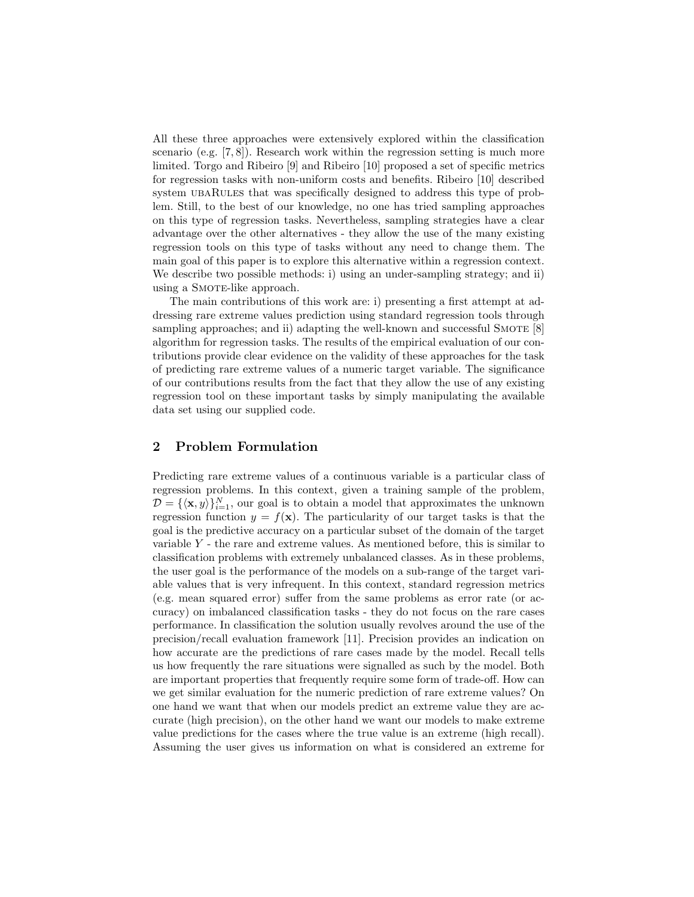All these three approaches were extensively explored within the classification scenario (e.g. [7, 8]). Research work within the regression setting is much more limited. Torgo and Ribeiro [9] and Ribeiro [10] proposed a set of specific metrics for regression tasks with non-uniform costs and benefits. Ribeiro [10] described system ubaRules that was specifically designed to address this type of problem. Still, to the best of our knowledge, no one has tried sampling approaches on this type of regression tasks. Nevertheless, sampling strategies have a clear advantage over the other alternatives - they allow the use of the many existing regression tools on this type of tasks without any need to change them. The main goal of this paper is to explore this alternative within a regression context. We describe two possible methods: i) using an under-sampling strategy; and ii) using a Smote-like approach.

The main contributions of this work are: i) presenting a first attempt at addressing rare extreme values prediction using standard regression tools through sampling approaches; and ii) adapting the well-known and successful Smote [8] algorithm for regression tasks. The results of the empirical evaluation of our contributions provide clear evidence on the validity of these approaches for the task of predicting rare extreme values of a numeric target variable. The significance of our contributions results from the fact that they allow the use of any existing regression tool on these important tasks by simply manipulating the available data set using our supplied code.

## 2 Problem Formulation

Predicting rare extreme values of a continuous variable is a particular class of regression problems. In this context, given a training sample of the problem, $\mathcal{D} = \{\langle \mathbf{x}, y \rangle\}_{i=1}^{N}$, our goal is to obtain a model that approximates the unknown regression function $y = f(\mathbf{x})$. The particularity of our target tasks is that the goal is the predictive accuracy on a particular subset of the domain of the target variable $Y$ - the rare and extreme values. As mentioned before, this is similar to classification problems with extremely unbalanced classes. As in these problems, the user goal is the performance of the models on a sub-range of the target variable values that is very infrequent. In this context, standard regression metrics (e.g. mean squared error) suffer from the same problems as error rate (or accuracy) on imbalanced classification tasks - they do not focus on the rare cases performance. In classification the solution usually revolves around the use of the precision/recall evaluation framework [11]. Precision provides an indication on how accurate are the predictions of rare cases made by the model. Recall tells us how frequently the rare situations were signalled as such by the model. Both are important properties that frequently require some form of trade-off. How can we get similar evaluation for the numeric prediction of rare extreme values? On one hand we want that when our models predict an extreme value they are accurate (high precision), on the other hand we want our models to make extreme value predictions for the cases where the true value is an extreme (high recall). Assuming the user gives us information on what is considered an extreme for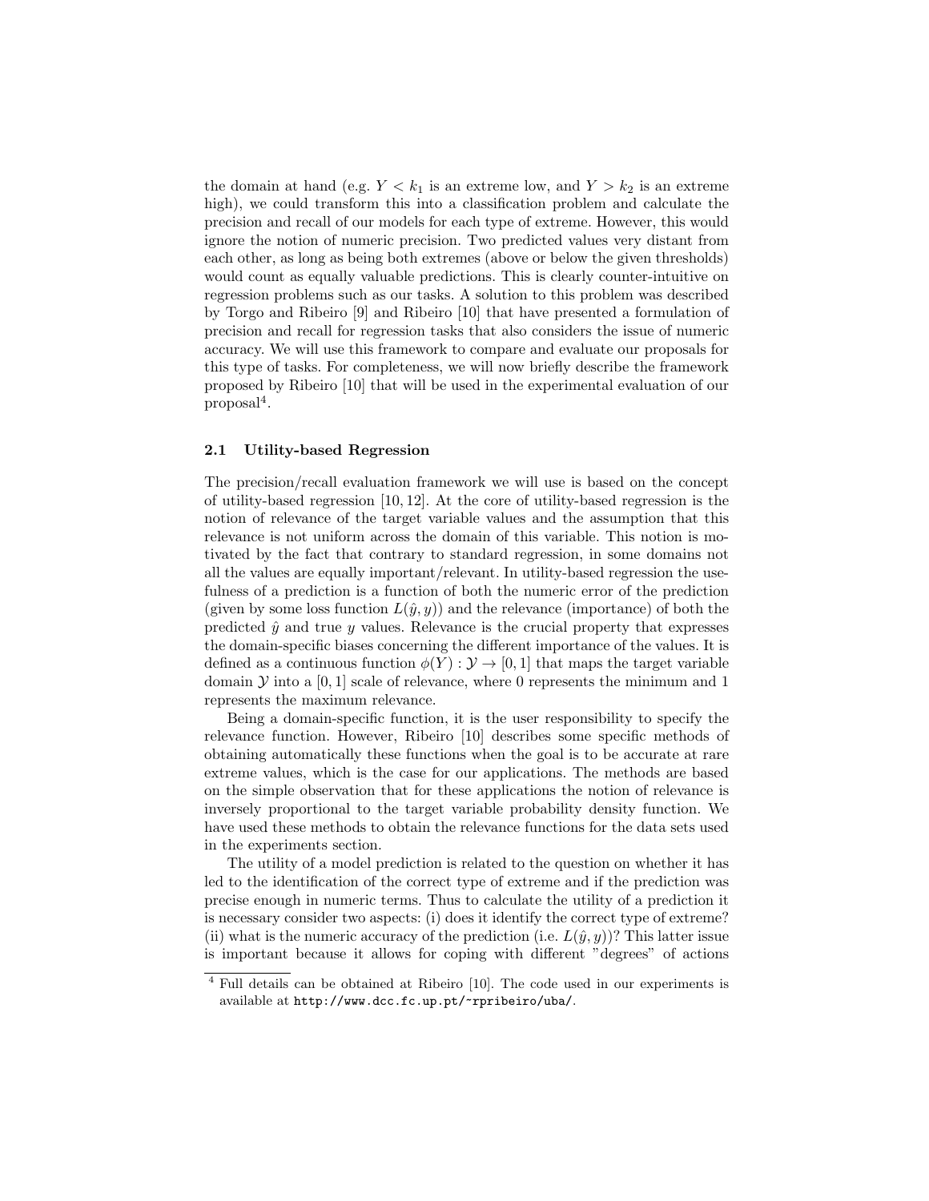the domain at hand (e.g. $Y < k_1$ is an extreme low, and $Y > k_2$ is an extreme high), we could transform this into a classification problem and calculate the precision and recall of our models for each type of extreme. However, this would ignore the notion of numeric precision. Two predicted values very distant from each other, as long as being both extremes (above or below the given thresholds) would count as equally valuable predictions. This is clearly counter-intuitive on regression problems such as our tasks. A solution to this problem was described by Torgo and Ribeiro [9] and Ribeiro [10] that have presented a formulation of precision and recall for regression tasks that also considers the issue of numeric accuracy. We will use this framework to compare and evaluate our proposals for this type of tasks. For completeness, we will now briefly describe the framework proposed by Ribeiro [10] that will be used in the experimental evaluation of our proposal[4].

### 2.1 Utility-based Regression

The precision/recall evaluation framework we will use is based on the concept of utility-based regression [10, 12]. At the core of utility-based regression is the notion of relevance of the target variable values and the assumption that this relevance is not uniform across the domain of this variable. This notion is motivated by the fact that contrary to standard regression, in some domains not all the values are equally important/relevant. In utility-based regression the usefulness of a prediction is a function of both the numeric error of the prediction (given by some loss function $L(\hat{y}, y)$) and the relevance (importance) of both the predicted $\hat{y}$ and true $y$ values. Relevance is the crucial property that expresses the domain-specific biases concerning the different importance of the values. It is defined as a continuous function $\phi(Y) : \mathcal{Y} \rightarrow [0, 1]$ that maps the target variable domain $\mathcal{Y}$ into a $[0, 1]$ scale of relevance, where 0 represents the minimum and 1 represents the maximum relevance.

Being a domain-specific function, it is the user responsibility to specify the relevance function. However, Ribeiro [10] describes some specific methods of obtaining automatically these functions when the goal is to be accurate at rare extreme values, which is the case for our applications. The methods are based on the simple observation that for these applications the notion of relevance is inversely proportional to the target variable probability density function. We have used these methods to obtain the relevance functions for the data sets used in the experiments section.

The utility of a model prediction is related to the question on whether it has led to the identification of the correct type of extreme and if the prediction was precise enough in numeric terms. Thus to calculate the utility of a prediction it is necessary consider two aspects: (i) does it identify the correct type of extreme? (ii) what is the numeric accuracy of the prediction (i.e. $L(\hat{y}, y)$)? This latter issue is important because it allows for coping with different "degrees" of actions

[4] Full details can be obtained at Ribeiro [10]. The code used in our experiments is available at `http://www.dcc.fc.up.pt/~rpribeiro/uba/`.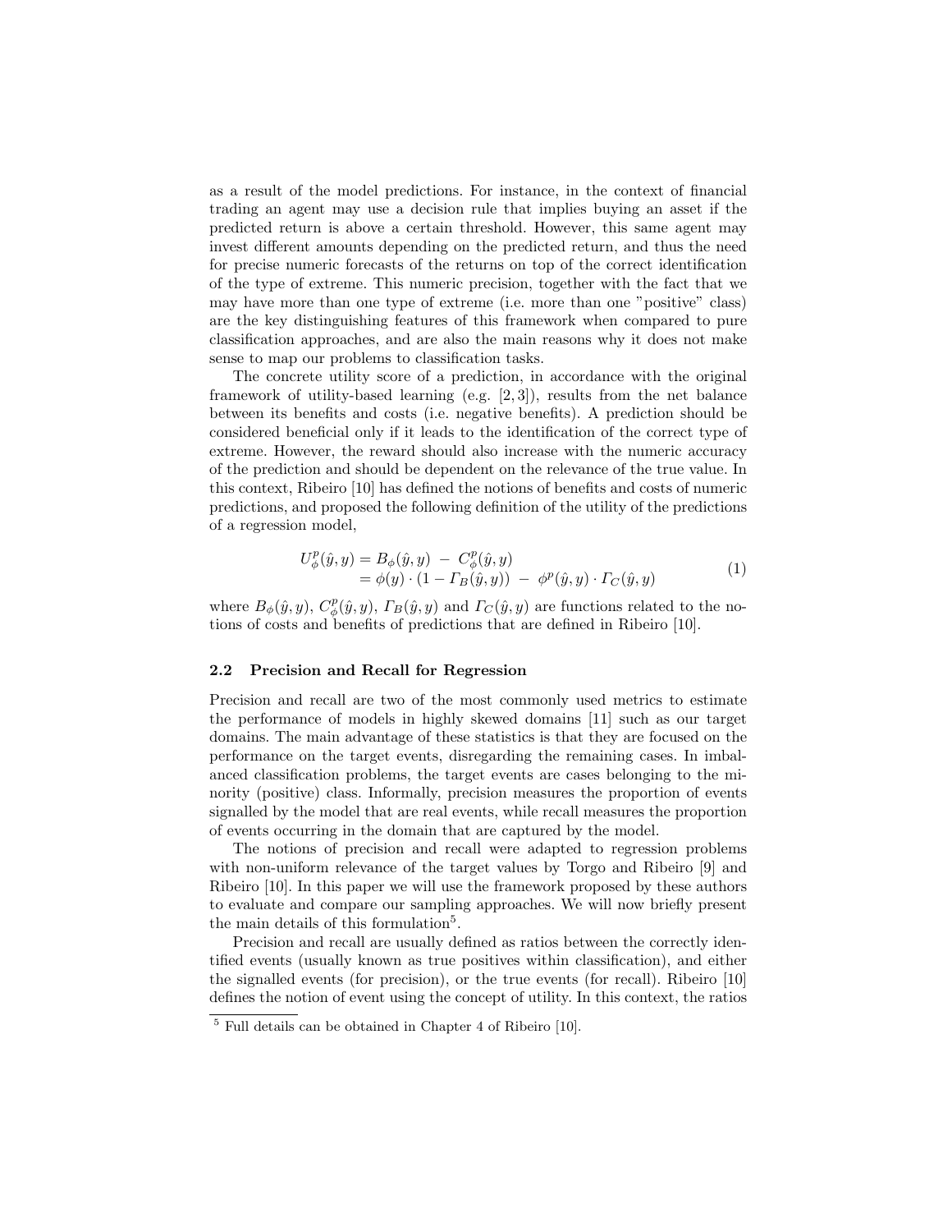as a result of the model predictions. For instance, in the context of financial trading an agent may use a decision rule that implies buying an asset if the predicted return is above a certain threshold. However, this same agent may invest different amounts depending on the predicted return, and thus the need for precise numeric forecasts of the returns on top of the correct identification of the type of extreme. This numeric precision, together with the fact that we may have more than one type of extreme (i.e. more than one "positive" class) are the key distinguishing features of this framework when compared to pure classification approaches, and are also the main reasons why it does not make sense to map our problems to classification tasks.

The concrete utility score of a prediction, in accordance with the original framework of utility-based learning (e.g. [2, 3]), results from the net balance between its benefits and costs (i.e. negative benefits). A prediction should be considered beneficial only if it leads to the identification of the correct type of extreme. However, the reward should also increase with the numeric accuracy of the prediction and should be dependent on the relevance of the true value. In this context, Ribeiro [10] has defined the notions of benefits and costs of numeric predictions, and proposed the following definition of the utility of the predictions of a regression model,

$$
\begin{aligned}
U_\phi^p(\hat{y}, y) &= B_\phi(\hat{y}, y) \; - \; C_\phi^p(\hat{y}, y) \\
&= \phi(y) \cdot (1 - \Gamma_B(\hat{y}, y)) \; - \; \phi^p(\hat{y}, y) \cdot \Gamma_C(\hat{y}, y)
\end{aligned}
\tag{1}
$$

where $B_\phi(\hat{y}, y)$, $C_\phi^p(\hat{y}, y)$, $\Gamma_B(\hat{y}, y)$ and $\Gamma_C(\hat{y}, y)$ are functions related to the notions of costs and benefits of predictions that are defined in Ribeiro [10].

### 2.2 Precision and Recall for Regression

Precision and recall are two of the most commonly used metrics to estimate the performance of models in highly skewed domains [11] such as our target domains. The main advantage of these statistics is that they are focused on the performance on the target events, disregarding the remaining cases. In imbalanced classification problems, the target events are cases belonging to the minority (positive) class. Informally, precision measures the proportion of events signalled by the model that are real events, while recall measures the proportion of events occurring in the domain that are captured by the model.

The notions of precision and recall were adapted to regression problems with non-uniform relevance of the target values by Torgo and Ribeiro [9] and Ribeiro [10]. In this paper we will use the framework proposed by these authors to evaluate and compare our sampling approaches. We will now briefly present the main details of this formulation[5].

Precision and recall are usually defined as ratios between the correctly identified events (usually known as true positives within classification), and either the signalled events (for precision), or the true events (for recall). Ribeiro [10] defines the notion of event using the concept of utility. In this context, the ratios

[5] Full details can be obtained in Chapter 4 of Ribeiro [10].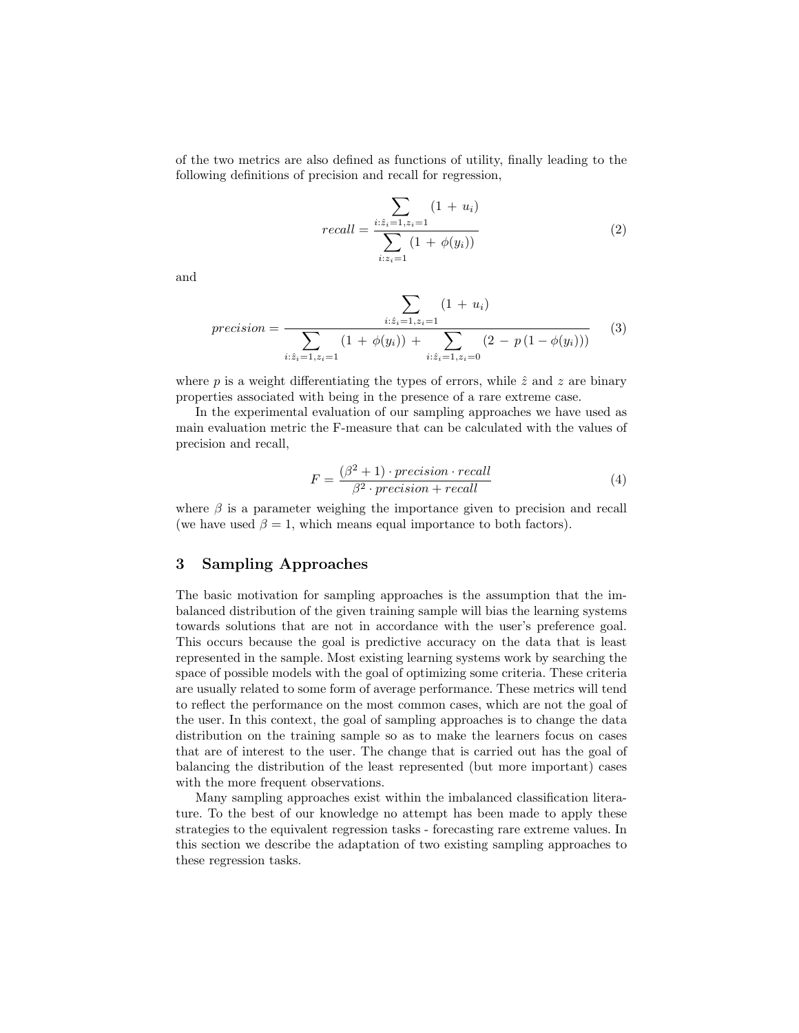of the two metrics are also defined as functions of utility, finally leading to the following definitions of precision and recall for regression,

$$recall = \frac{\sum_{i:\hat{z}_i=1, z_i=1} (1 + u_i)}{\sum_{i:z_i=1} (1 + \phi(y_i))} \tag{2}$$

and

$$precision = \frac{\sum_{i:\hat{z}_i=1, z_i=1} (1 + u_i)}{\sum_{i:\hat{z}_i=1, z_i=1} (1 + \phi(y_i)) + \sum_{i:\hat{z}_i=1, z_i=0} (2 - p\,(1 - \phi(y_i)))} \tag{3}$$

where $p$ is a weight differentiating the types of errors, while $\hat{z}$ and $z$ are binary properties associated with being in the presence of a rare extreme case.

In the experimental evaluation of our sampling approaches we have used as main evaluation metric the F-measure that can be calculated with the values of precision and recall,

$$F = \frac{(\beta^2 + 1) \cdot precision \cdot recall}{\beta^2 \cdot precision + recall} \tag{4}$$

where $\beta$ is a parameter weighing the importance given to precision and recall (we have used $\beta = 1$, which means equal importance to both factors).

## 3 Sampling Approaches

The basic motivation for sampling approaches is the assumption that the imbalanced distribution of the given training sample will bias the learning systems towards solutions that are not in accordance with the user's preference goal. This occurs because the goal is predictive accuracy on the data that is least represented in the sample. Most existing learning systems work by searching the space of possible models with the goal of optimizing some criteria. These criteria are usually related to some form of average performance. These metrics will tend to reflect the performance on the most common cases, which are not the goal of the user. In this context, the goal of sampling approaches is to change the data distribution on the training sample so as to make the learners focus on cases that are of interest to the user. The change that is carried out has the goal of balancing the distribution of the least represented (but more important) cases with the more frequent observations.

Many sampling approaches exist within the imbalanced classification literature. To the best of our knowledge no attempt has been made to apply these strategies to the equivalent regression tasks - forecasting rare extreme values. In this section we describe the adaptation of two existing sampling approaches to these regression tasks.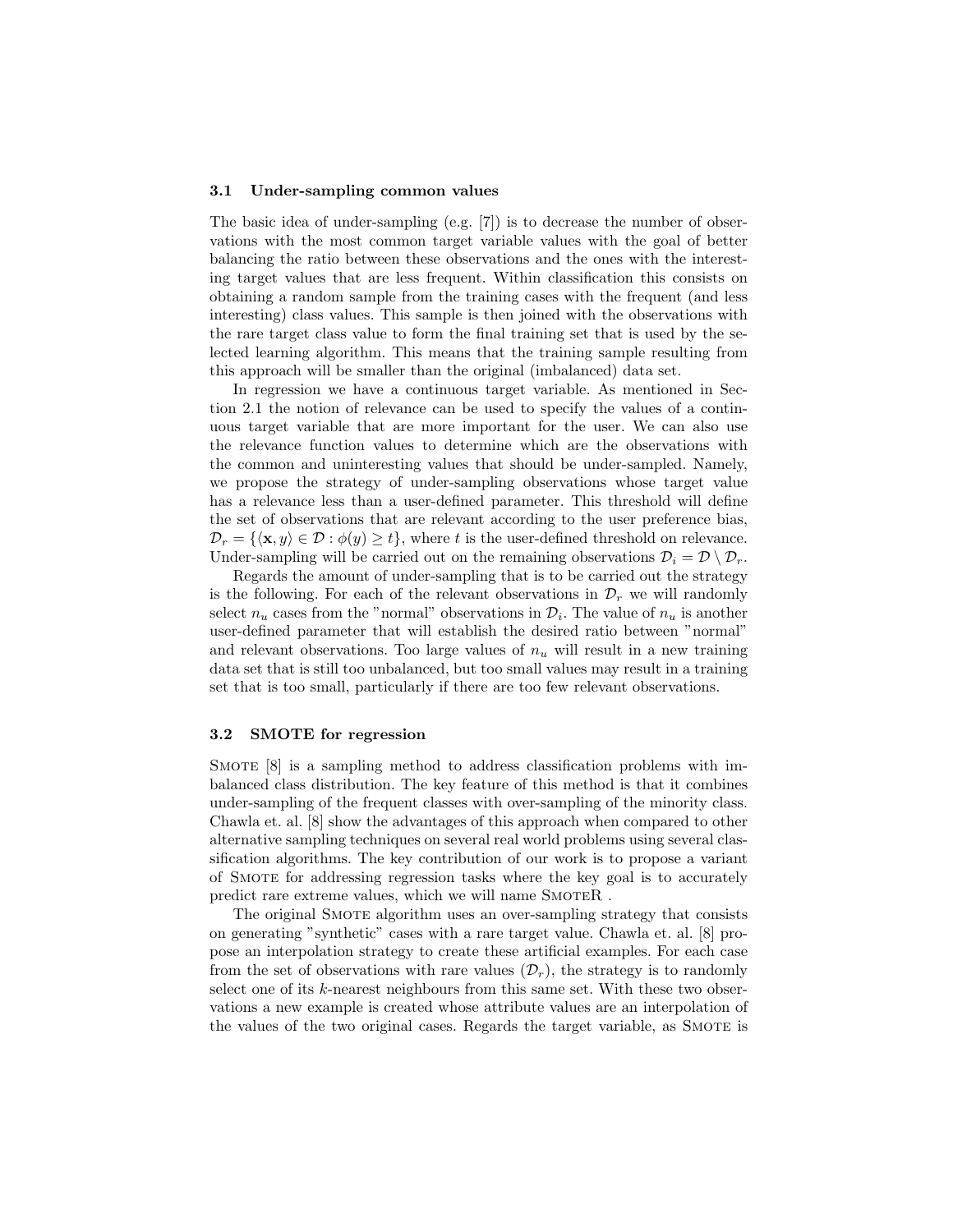### 3.1 Under-sampling common values

The basic idea of under-sampling (e.g. [7]) is to decrease the number of observations with the most common target variable values with the goal of better balancing the ratio between these observations and the ones with the interesting target values that are less frequent. Within classification this consists on obtaining a random sample from the training cases with the frequent (and less interesting) class values. This sample is then joined with the observations with the rare target class value to form the final training set that is used by the selected learning algorithm. This means that the training sample resulting from this approach will be smaller than the original (imbalanced) data set.

In regression we have a continuous target variable. As mentioned in Section 2.1 the notion of relevance can be used to specify the values of a continuous target variable that are more important for the user. We can also use the relevance function values to determine which are the observations with the common and uninteresting values that should be under-sampled. Namely, we propose the strategy of under-sampling observations whose target value has a relevance less than a user-defined parameter. This threshold will define the set of observations that are relevant according to the user preference bias, $\mathcal{D}_r = \{\langle \mathbf{x}, y \rangle \in \mathcal{D} : \phi(y) \geq t\}$, where $t$ is the user-defined threshold on relevance. Under-sampling will be carried out on the remaining observations $\mathcal{D}_i = \mathcal{D} \setminus \mathcal{D}_r$.

Regards the amount of under-sampling that is to be carried out the strategy is the following. For each of the relevant observations in $\mathcal{D}_r$ we will randomly select $n_u$ cases from the "normal" observations in $\mathcal{D}_i$. The value of $n_u$ is another user-defined parameter that will establish the desired ratio between "normal" and relevant observations. Too large values of $n_u$ will result in a new training data set that is still too unbalanced, but too small values may result in a training set that is too small, particularly if there are too few relevant observations.

### 3.2 SMOTE for regression

Smote [8] is a sampling method to address classification problems with imbalanced class distribution. The key feature of this method is that it combines under-sampling of the frequent classes with over-sampling of the minority class. Chawla et. al. [8] show the advantages of this approach when compared to other alternative sampling techniques on several real world problems using several classification algorithms. The key contribution of our work is to propose a variant of Smote for addressing regression tasks where the key goal is to accurately predict rare extreme values, which we will name SmoteR .

The original Smote algorithm uses an over-sampling strategy that consists on generating "synthetic" cases with a rare target value. Chawla et. al. [8] propose an interpolation strategy to create these artificial examples. For each case from the set of observations with rare values ($\mathcal{D}_r$), the strategy is to randomly select one of its $k$-nearest neighbours from this same set. With these two observations a new example is created whose attribute values are an interpolation of the values of the two original cases. Regards the target variable, as Smote is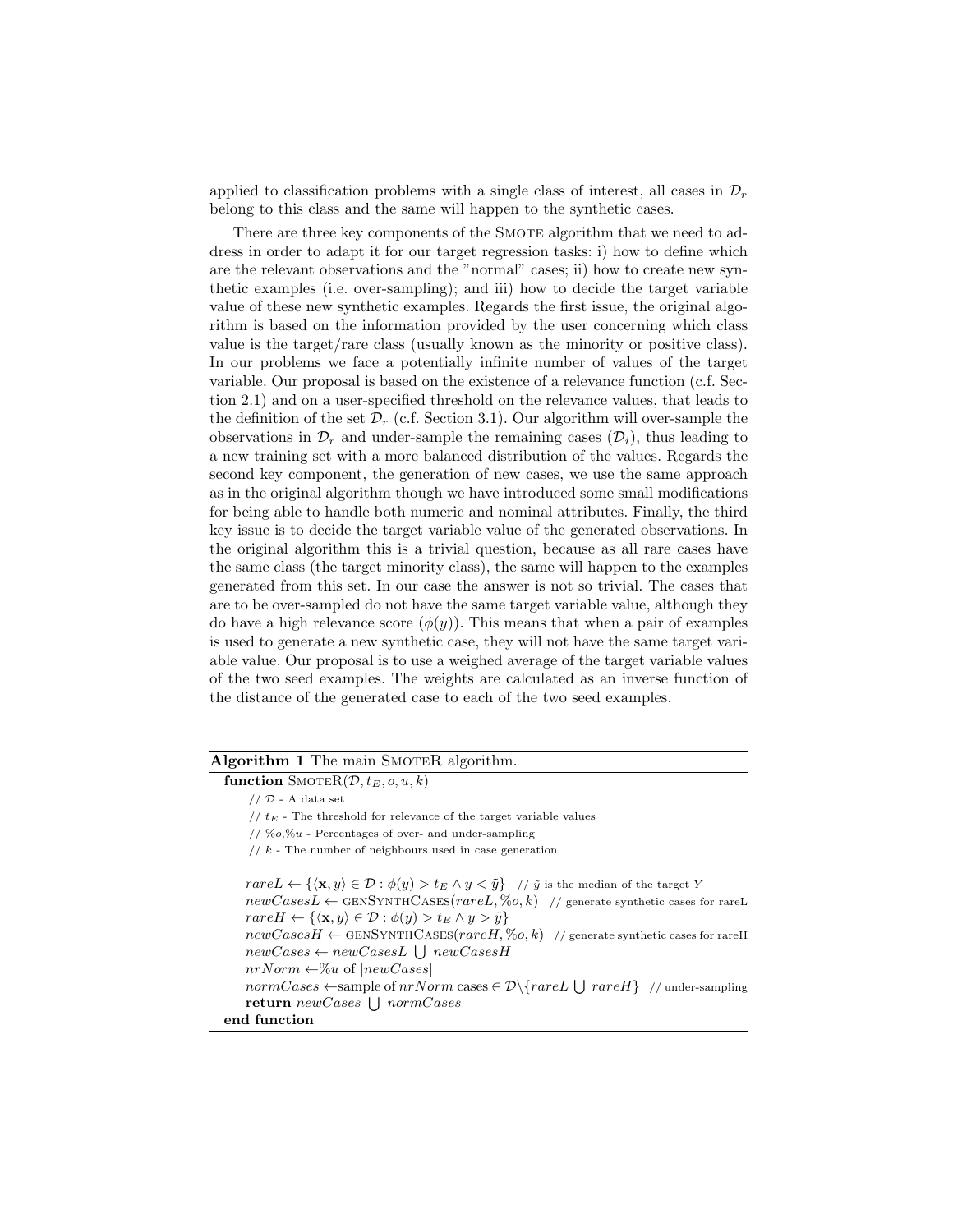applied to classification problems with a single class of interest, all cases in $\mathcal{D}_r$ belong to this class and the same will happen to the synthetic cases.

There are three key components of the SMOTE algorithm that we need to address in order to adapt it for our target regression tasks: i) how to define which are the relevant observations and the "normal" cases; ii) how to create new synthetic examples (i.e. over-sampling); and iii) how to decide the target variable value of these new synthetic examples. Regards the first issue, the original algorithm is based on the information provided by the user concerning which class value is the target/rare class (usually known as the minority or positive class). In our problems we face a potentially infinite number of values of the target variable. Our proposal is based on the existence of a relevance function (c.f. Section 2.1) and on a user-specified threshold on the relevance values, that leads to the definition of the set $\mathcal{D}_r$ (c.f. Section 3.1). Our algorithm will over-sample the observations in $\mathcal{D}_r$ and under-sample the remaining cases ($\mathcal{D}_i$), thus leading to a new training set with a more balanced distribution of the values. Regards the second key component, the generation of new cases, we use the same approach as in the original algorithm though we have introduced some small modifications for being able to handle both numeric and nominal attributes. Finally, the third key issue is to decide the target variable value of the generated observations. In the original algorithm this is a trivial question, because as all rare cases have the same class (the target minority class), the same will happen to the examples generated from this set. In our case the answer is not so trivial. The cases that are to be over-sampled do not have the same target variable value, although they do have a high relevance score ($\phi(y)$). This means that when a pair of examples is used to generate a new synthetic case, they will not have the same target variable value. Our proposal is to use a weighed average of the target variable values of the two seed examples. The weights are calculated as an inverse function of the distance of the generated case to each of the two seed examples.

**Algorithm 1** The main SMOTER algorithm.

**function** SMOTER($\mathcal{D}, t_E, o, u, k$)
  // $\mathcal{D}$ - A data set
  // $t_E$ - The threshold for relevance of the target variable values
  // $\%o$,$\%u$ - Percentages of over- and under-sampling
  // $k$ - The number of neighbours used in case generation

  $rareL \leftarrow \{\langle \mathbf{x}, y\rangle \in \mathcal{D} : \phi(y) > t_E \wedge y < \tilde{y}\}$ // $\tilde{y}$ is the median of the target $Y$
  $newCasesL \leftarrow$ GENSYNTHCASES($rareL, \%o, k$) // generate synthetic cases for rareL
  $rareH \leftarrow \{\langle \mathbf{x}, y\rangle \in \mathcal{D} : \phi(y) > t_E \wedge y > \tilde{y}\}$
  $newCasesH \leftarrow$ GENSYNTHCASES($rareH, \%o, k$) // generate synthetic cases for rareH
  $newCases \leftarrow newCasesL \bigcup newCasesH$
  $nrNorm \leftarrow \%u$ of $|newCases|$
  $normCases \leftarrow$ sample of $nrNorm$ cases $\in \mathcal{D} \backslash \{rareL \bigcup rareH\}$ // under-sampling
  **return** $newCases \bigcup normCases$
**end function**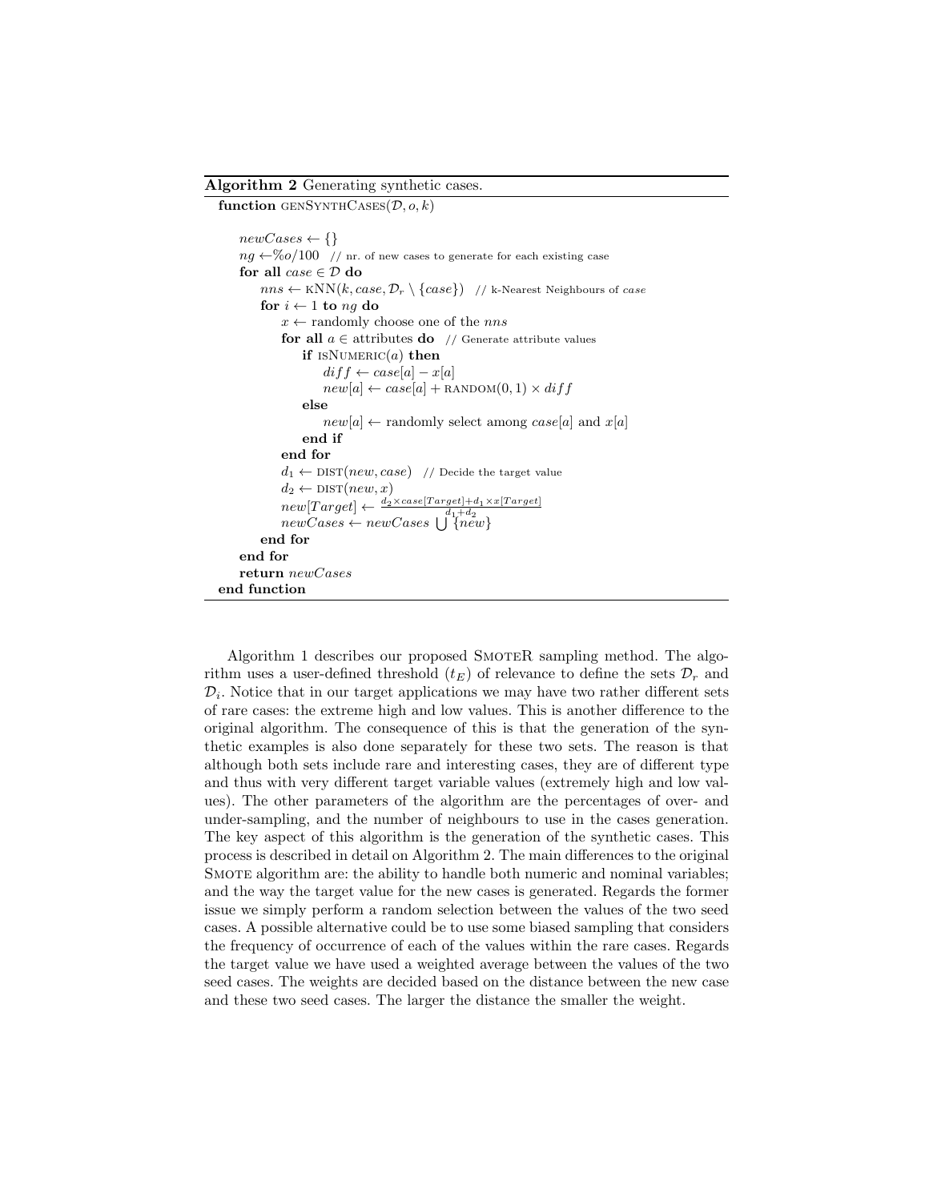**Algorithm 2** Generating synthetic cases.

```
function genSynthCases(D, o, k)

    newCases ← {}
    ng ← %o/100   // nr. of new cases to generate for each existing case
    for all case ∈ D do
        nns ← kNN(k, case, D_r \ {case})   // k-Nearest Neighbours of case
        for i ← 1 to ng do
            x ← randomly choose one of the nns
            for all a ∈ attributes do   // Generate attribute values
                if isNumeric(a) then
                    diff ← case[a] − x[a]
                    new[a] ← case[a] + random(0, 1) × diff
                else
                    new[a] ← randomly select among case[a] and x[a]
                end if
            end for
            d1 ← dist(new, case)   // Decide the target value
            d2 ← dist(new, x)
            new[Target] ← (d2 × case[Target] + d1 × x[Target]) / (d1 + d2)
            newCases ← newCases ⋃ {new}
        end for
    end for
    return newCases
end function
```

Algorithm 1 describes our proposed SmoteR sampling method. The algorithm uses a user-defined threshold ($t_E$) of relevance to define the sets $\mathcal{D}_r$ and $\mathcal{D}_i$. Notice that in our target applications we may have two rather different sets of rare cases: the extreme high and low values. This is another difference to the original algorithm. The consequence of this is that the generation of the synthetic examples is also done separately for these two sets. The reason is that although both sets include rare and interesting cases, they are of different type and thus with very different target variable values (extremely high and low values). The other parameters of the algorithm are the percentages of over- and under-sampling, and the number of neighbours to use in the cases generation. The key aspect of this algorithm is the generation of the synthetic cases. This process is described in detail on Algorithm 2. The main differences to the original Smote algorithm are: the ability to handle both numeric and nominal variables; and the way the target value for the new cases is generated. Regards the former issue we simply perform a random selection between the values of the two seed cases. A possible alternative could be to use some biased sampling that considers the frequency of occurrence of each of the values within the rare cases. Regards the target value we have used a weighted average between the values of the two seed cases. The weights are decided based on the distance between the new case and these two seed cases. The larger the distance the smaller the weight.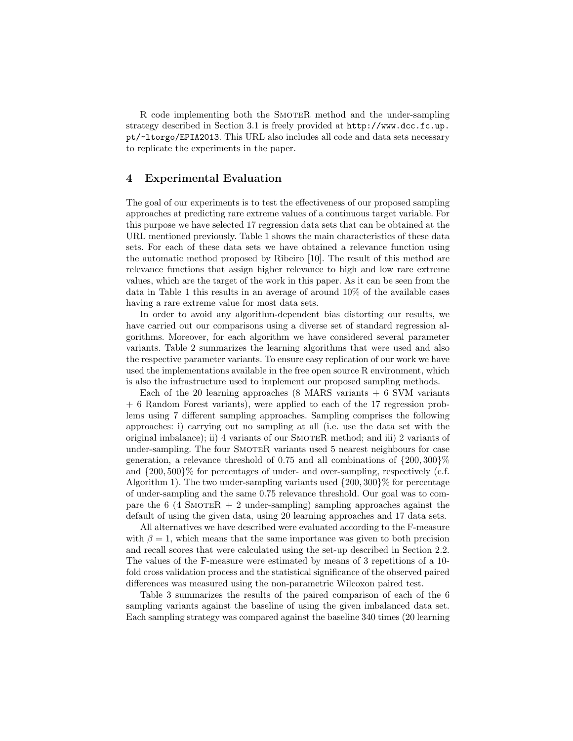R code implementing both the SmoteR method and the under-sampling strategy described in Section 3.1 is freely provided at http://www.dcc.fc.up.pt/~ltorgo/EPIA2013. This URL also includes all code and data sets necessary to replicate the experiments in the paper.

## 4 Experimental Evaluation

The goal of our experiments is to test the effectiveness of our proposed sampling approaches at predicting rare extreme values of a continuous target variable. For this purpose we have selected 17 regression data sets that can be obtained at the URL mentioned previously. Table 1 shows the main characteristics of these data sets. For each of these data sets we have obtained a relevance function using the automatic method proposed by Ribeiro [10]. The result of this method are relevance functions that assign higher relevance to high and low rare extreme values, which are the target of the work in this paper. As it can be seen from the data in Table 1 this results in an average of around 10% of the available cases having a rare extreme value for most data sets.

In order to avoid any algorithm-dependent bias distorting our results, we have carried out our comparisons using a diverse set of standard regression algorithms. Moreover, for each algorithm we have considered several parameter variants. Table 2 summarizes the learning algorithms that were used and also the respective parameter variants. To ensure easy replication of our work we have used the implementations available in the free open source R environment, which is also the infrastructure used to implement our proposed sampling methods.

Each of the 20 learning approaches (8 MARS variants + 6 SVM variants + 6 Random Forest variants), were applied to each of the 17 regression problems using 7 different sampling approaches. Sampling comprises the following approaches: i) carrying out no sampling at all (i.e. use the data set with the original imbalance); ii) 4 variants of our SmoteR method; and iii) 2 variants of under-sampling. The four SmoteR variants used 5 nearest neighbours for case generation, a relevance threshold of 0.75 and all combinations of $\{200, 300\}\%$ and $\{200, 500\}\%$ for percentages of under- and over-sampling, respectively (c.f. Algorithm 1). The two under-sampling variants used $\{200, 300\}\%$ for percentage of under-sampling and the same 0.75 relevance threshold. Our goal was to compare the 6 (4 SmoteR + 2 under-sampling) sampling approaches against the default of using the given data, using 20 learning approaches and 17 data sets.

All alternatives we have described were evaluated according to the F-measure with $\beta = 1$, which means that the same importance was given to both precision and recall scores that were calculated using the set-up described in Section 2.2. The values of the F-measure were estimated by means of 3 repetitions of a 10-fold cross validation process and the statistical significance of the observed paired differences was measured using the non-parametric Wilcoxon paired test.

Table 3 summarizes the results of the paired comparison of each of the 6 sampling variants against the baseline of using the given imbalanced data set. Each sampling strategy was compared against the baseline 340 times (20 learning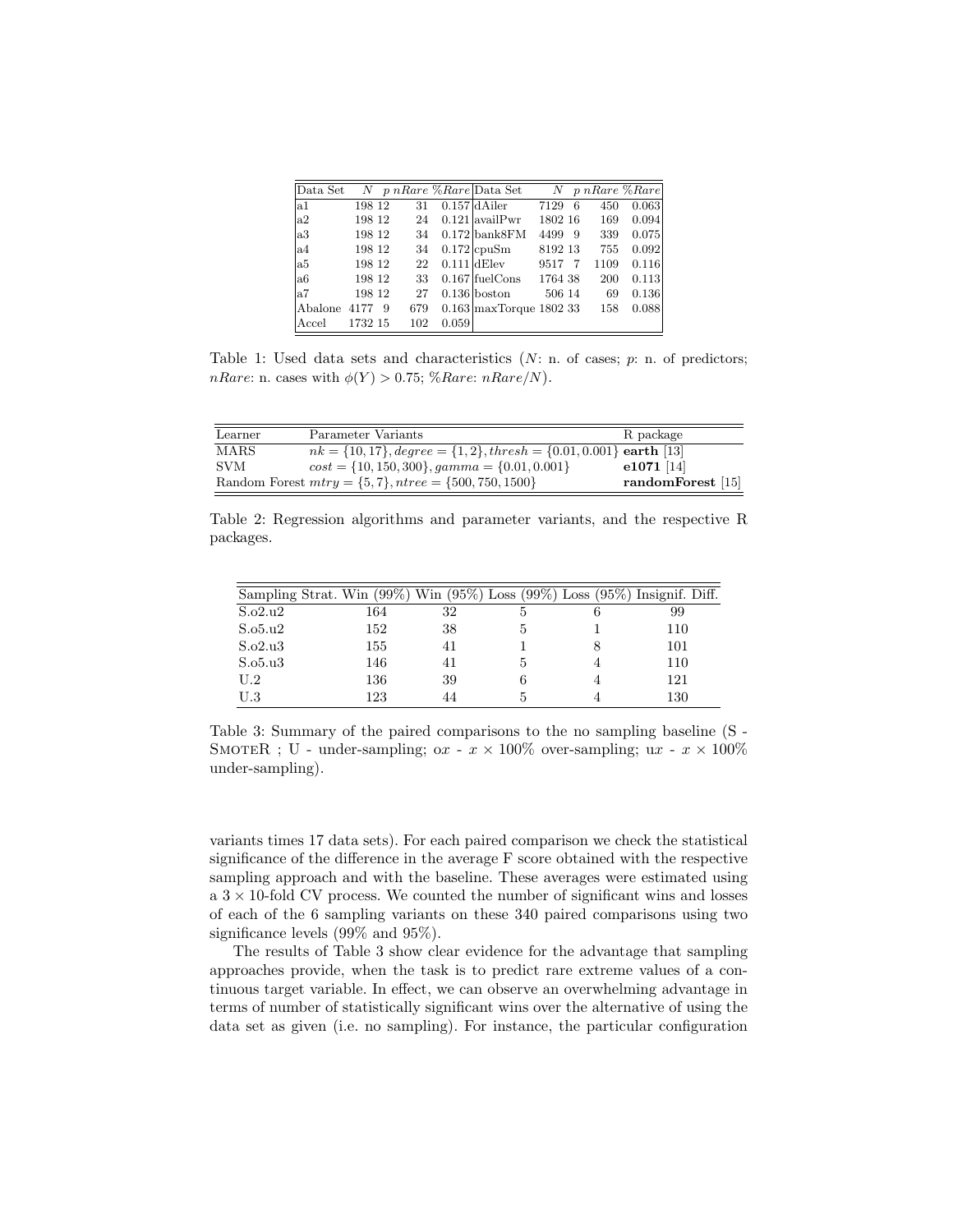| Data Set | $N$ | $p$ | $nRare$ | $\%Rare$ | Data Set | $N$ | $p$ | $nRare$ | $\%Rare$ |
|---|---|---|---|---|---|---|---|---|---|
| a1 | 198 | 12 | 31 | 0.157 | dAiler | 7129 | 6 | 450 | 0.063 |
| a2 | 198 | 12 | 24 | 0.121 | availPwr | 1802 | 16 | 169 | 0.094 |
| a3 | 198 | 12 | 34 | 0.172 | bank8FM | 4499 | 9 | 339 | 0.075 |
| a4 | 198 | 12 | 34 | 0.172 | cpuSm | 8192 | 13 | 755 | 0.092 |
| a5 | 198 | 12 | 22 | 0.111 | dElev | 9517 | 7 | 1109 | 0.116 |
| a6 | 198 | 12 | 33 | 0.167 | fuelCons | 1764 | 38 | 200 | 0.113 |
| a7 | 198 | 12 | 27 | 0.136 | boston | 506 | 14 | 69 | 0.136 |
| Abalone | 4177 | 9 | 679 | 0.163 | maxTorque | 1802 | 33 | 158 | 0.088 |
| Accel | 1732 | 15 | 102 | 0.059 | | | | | |

Table 1: Used data sets and characteristics ($N$: n. of cases; $p$: n. of predictors; $nRare$: n. cases with $\phi(Y) > 0.75$; $\%Rare$: $nRare/N$).

| Learner | Parameter Variants | R package |
|---|---|---|
| MARS | $nk = \{10, 17\}, degree = \{1, 2\}, thresh = \{0.01, 0.001\}$ | **earth** [13] |
| SVM | $cost = \{10, 150, 300\}, gamma = \{0.01, 0.001\}$ | **e1071** [14] |
| Random Forest | $mtry = \{5, 7\}, ntree = \{500, 750, 1500\}$ | **randomForest** [15] |

Table 2: Regression algorithms and parameter variants, and the respective R packages.

| Sampling Strat. | Win (99%) | Win (95%) | Loss (99%) | Loss (95%) | Insignif. Diff. |
|---|---|---|---|---|---|
| S.o2.u2 | 164 | 32 | 5 | 6 | 99 |
| S.o5.u2 | 152 | 38 | 5 | 1 | 110 |
| S.o2.u3 | 155 | 41 | 1 | 8 | 101 |
| S.o5.u3 | 146 | 41 | 5 | 4 | 110 |
| U.2 | 136 | 39 | 6 | 4 | 121 |
| U.3 | 123 | 44 | 5 | 4 | 130 |

Table 3: Summary of the paired comparisons to the no sampling baseline (S - SmoteR ; U - under-sampling; o$x$ - $x \times 100\%$ over-sampling; u$x$ - $x \times 100\%$ under-sampling).

variants times 17 data sets). For each paired comparison we check the statistical significance of the difference in the average F score obtained with the respective sampling approach and with the baseline. These averages were estimated using a $3 \times 10$-fold CV process. We counted the number of significant wins and losses of each of the 6 sampling variants on these 340 paired comparisons using two significance levels (99% and 95%).

The results of Table 3 show clear evidence for the advantage that sampling approaches provide, when the task is to predict rare extreme values of a continuous target variable. In effect, we can observe an overwhelming advantage in terms of number of statistically significant wins over the alternative of using the data set as given (i.e. no sampling). For instance, the particular configuration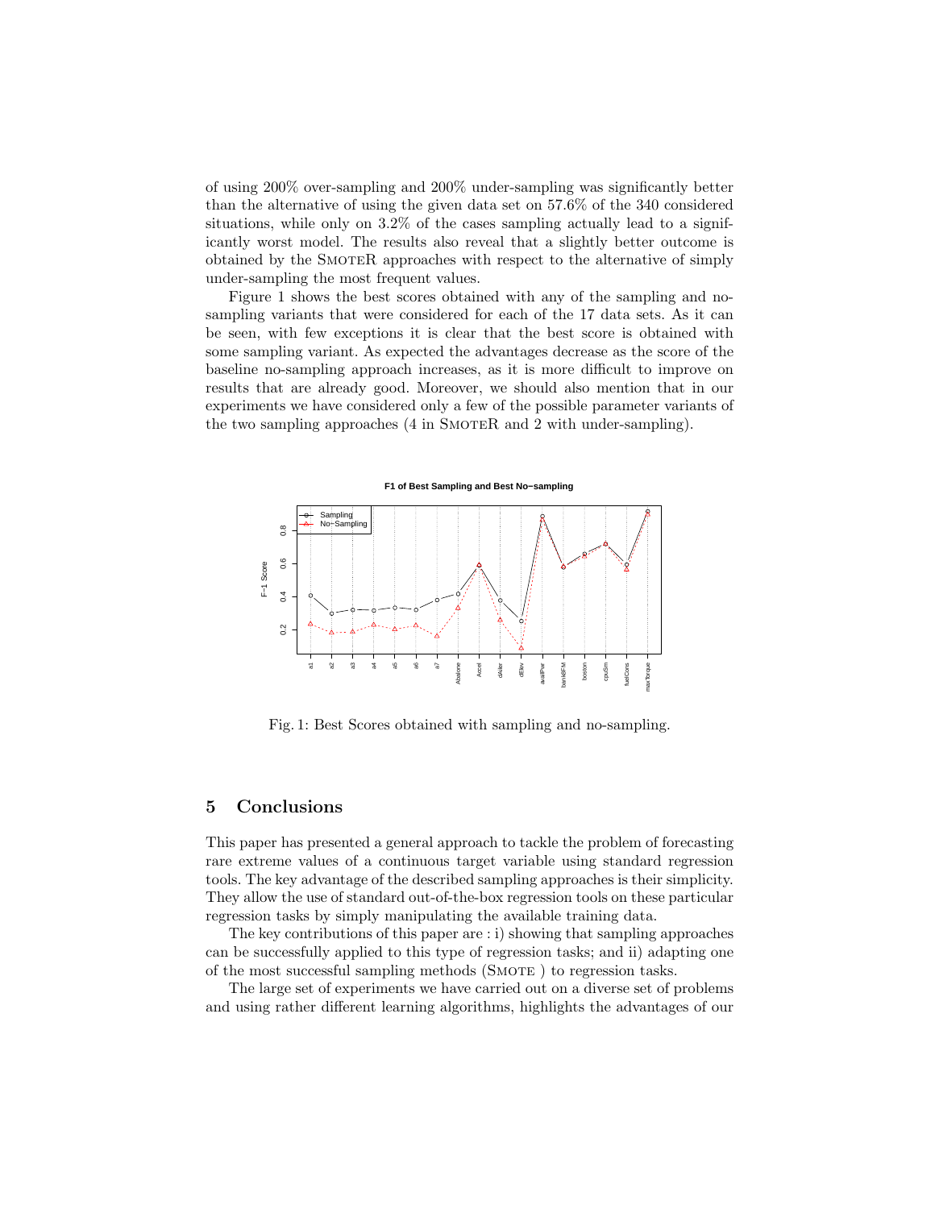of using 200% over-sampling and 200% under-sampling was significantly better than the alternative of using the given data set on 57.6% of the 340 considered situations, while only on 3.2% of the cases sampling actually lead to a significantly worst model. The results also reveal that a slightly better outcome is obtained by the SmoteR approaches with respect to the alternative of simply under-sampling the most frequent values.

Figure 1 shows the best scores obtained with any of the sampling and no-sampling variants that were considered for each of the 17 data sets. As it can be seen, with few exceptions it is clear that the best score is obtained with some sampling variant. As expected the advantages decrease as the score of the baseline no-sampling approach increases, as it is more difficult to improve on results that are already good. Moreover, we should also mention that in our experiments we have considered only a few of the possible parameter variants of the two sampling approaches (4 in SmoteR and 2 with under-sampling).

Fig. 1: Best Scores obtained with sampling and no-sampling.

## 5 Conclusions

This paper has presented a general approach to tackle the problem of forecasting rare extreme values of a continuous target variable using standard regression tools. The key advantage of the described sampling approaches is their simplicity. They allow the use of standard out-of-the-box regression tools on these particular regression tasks by simply manipulating the available training data.

The key contributions of this paper are : i) showing that sampling approaches can be successfully applied to this type of regression tasks; and ii) adapting one of the most successful sampling methods (Smote ) to regression tasks.

The large set of experiments we have carried out on a diverse set of problems and using rather different learning algorithms, highlights the advantages of our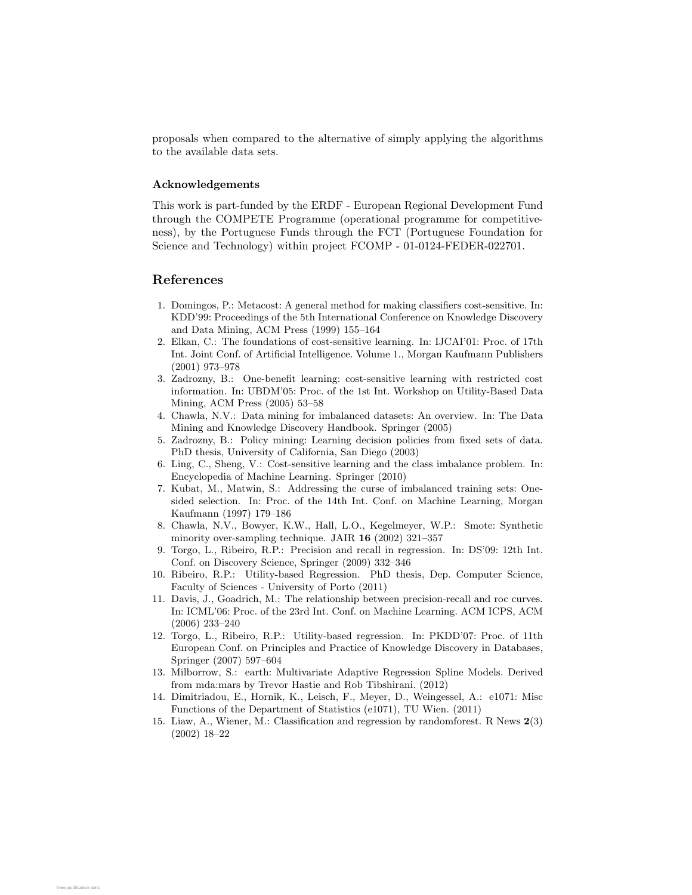proposals when compared to the alternative of simply applying the algorithms to the available data sets.

### Acknowledgements

This work is part-funded by the ERDF - European Regional Development Fund through the COMPETE Programme (operational programme for competitiveness), by the Portuguese Funds through the FCT (Portuguese Foundation for Science and Technology) within project FCOMP - 01-0124-FEDER-022701.

## References

1. Domingos, P.: Metacost: A general method for making classifiers cost-sensitive. In: KDD'99: Proceedings of the 5th International Conference on Knowledge Discovery and Data Mining, ACM Press (1999) 155–164
2. Elkan, C.: The foundations of cost-sensitive learning. In: IJCAI'01: Proc. of 17th Int. Joint Conf. of Artificial Intelligence. Volume 1., Morgan Kaufmann Publishers (2001) 973–978
3. Zadrozny, B.: One-benefit learning: cost-sensitive learning with restricted cost information. In: UBDM'05: Proc. of the 1st Int. Workshop on Utility-Based Data Mining, ACM Press (2005) 53–58
4. Chawla, N.V.: Data mining for imbalanced datasets: An overview. In: The Data Mining and Knowledge Discovery Handbook. Springer (2005)
5. Zadrozny, B.: Policy mining: Learning decision policies from fixed sets of data. PhD thesis, University of California, San Diego (2003)
6. Ling, C., Sheng, V.: Cost-sensitive learning and the class imbalance problem. In: Encyclopedia of Machine Learning. Springer (2010)
7. Kubat, M., Matwin, S.: Addressing the curse of imbalanced training sets: One-sided selection. In: Proc. of the 14th Int. Conf. on Machine Learning, Morgan Kaufmann (1997) 179–186
8. Chawla, N.V., Bowyer, K.W., Hall, L.O., Kegelmeyer, W.P.: Smote: Synthetic minority over-sampling technique. JAIR **16** (2002) 321–357
9. Torgo, L., Ribeiro, R.P.: Precision and recall in regression. In: DS'09: 12th Int. Conf. on Discovery Science, Springer (2009) 332–346
10. Ribeiro, R.P.: Utility-based Regression. PhD thesis, Dep. Computer Science, Faculty of Sciences - University of Porto (2011)
11. Davis, J., Goadrich, M.: The relationship between precision-recall and roc curves. In: ICML'06: Proc. of the 23rd Int. Conf. on Machine Learning. ACM ICPS, ACM (2006) 233–240
12. Torgo, L., Ribeiro, R.P.: Utility-based regression. In: PKDD'07: Proc. of 11th European Conf. on Principles and Practice of Knowledge Discovery in Databases, Springer (2007) 597–604
13. Milborrow, S.: earth: Multivariate Adaptive Regression Spline Models. Derived from mda:mars by Trevor Hastie and Rob Tibshirani. (2012)
14. Dimitriadou, E., Hornik, K., Leisch, F., Meyer, D., Weingessel, A.: e1071: Misc Functions of the Department of Statistics (e1071), TU Wien. (2011)
15. Liaw, A., Wiener, M.: Classification and regression by randomforest. R News **2**(3) (2002) 18–22